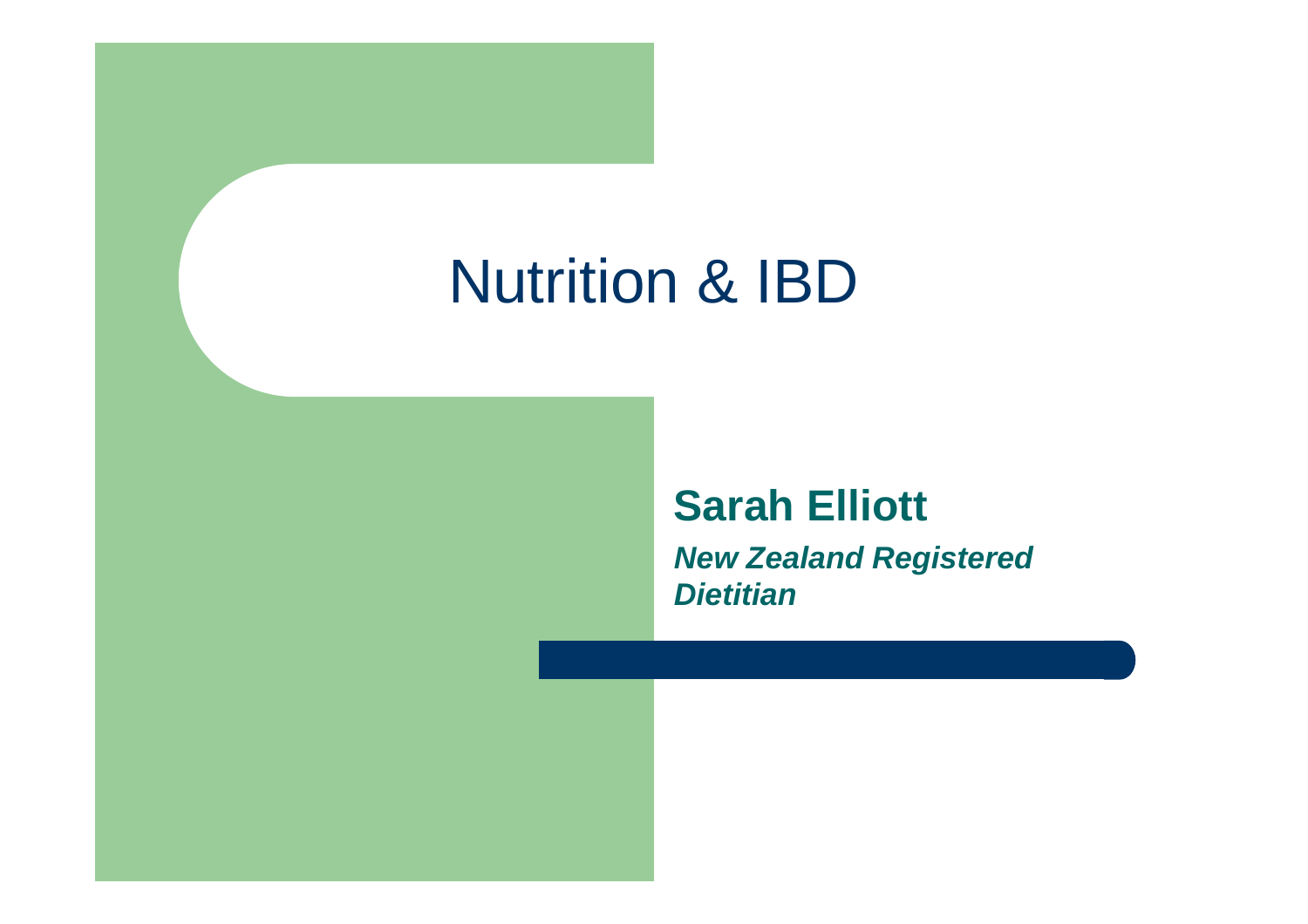# Nutrition & IBD

**Sarah Elliott**

***New Zealand Registered Dietitian***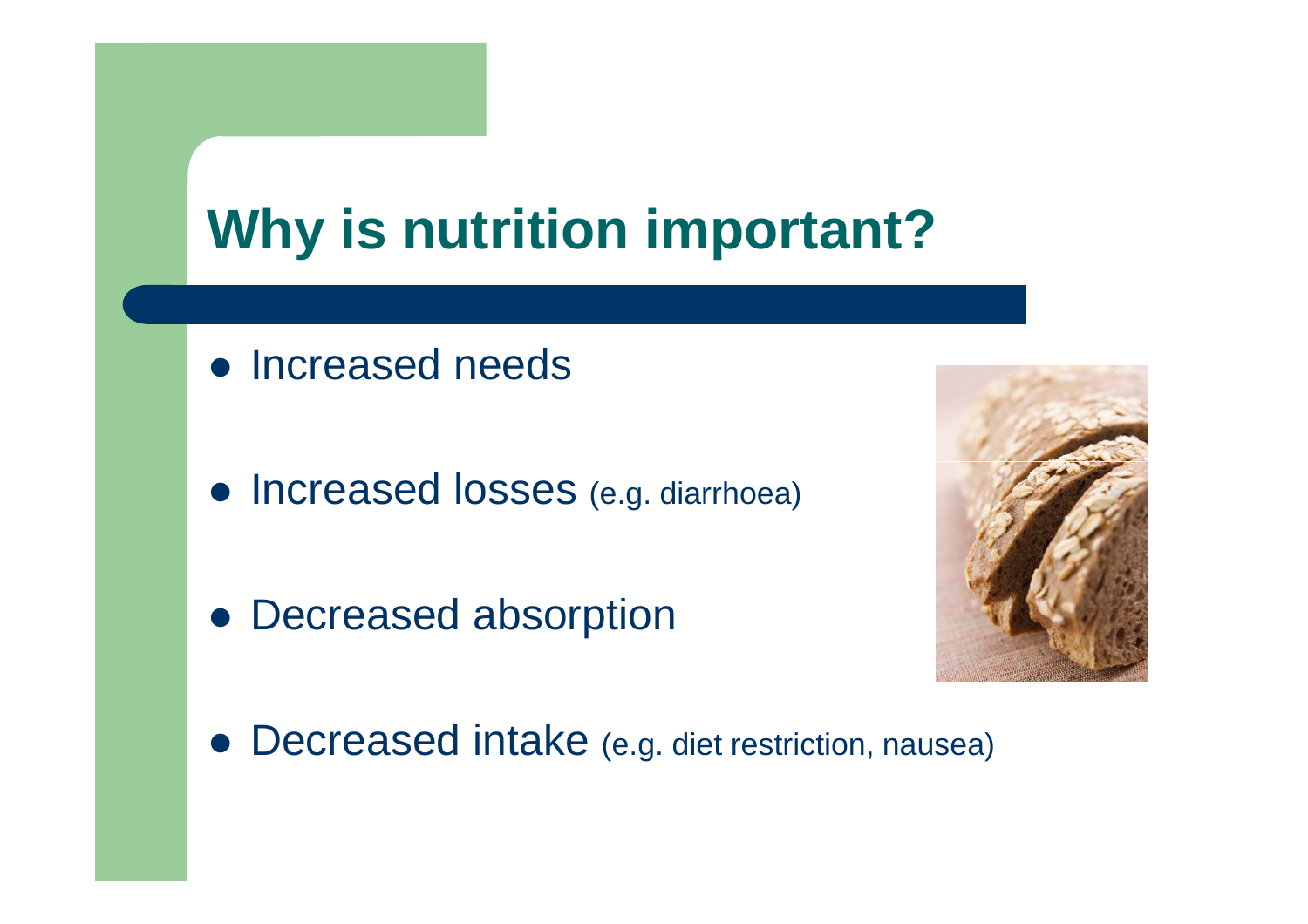# Why is nutrition important?

- Increased needs
- Increased losses (e.g. diarrhoea)
- Decreased absorption
- Decreased intake (e.g. diet restriction, nausea)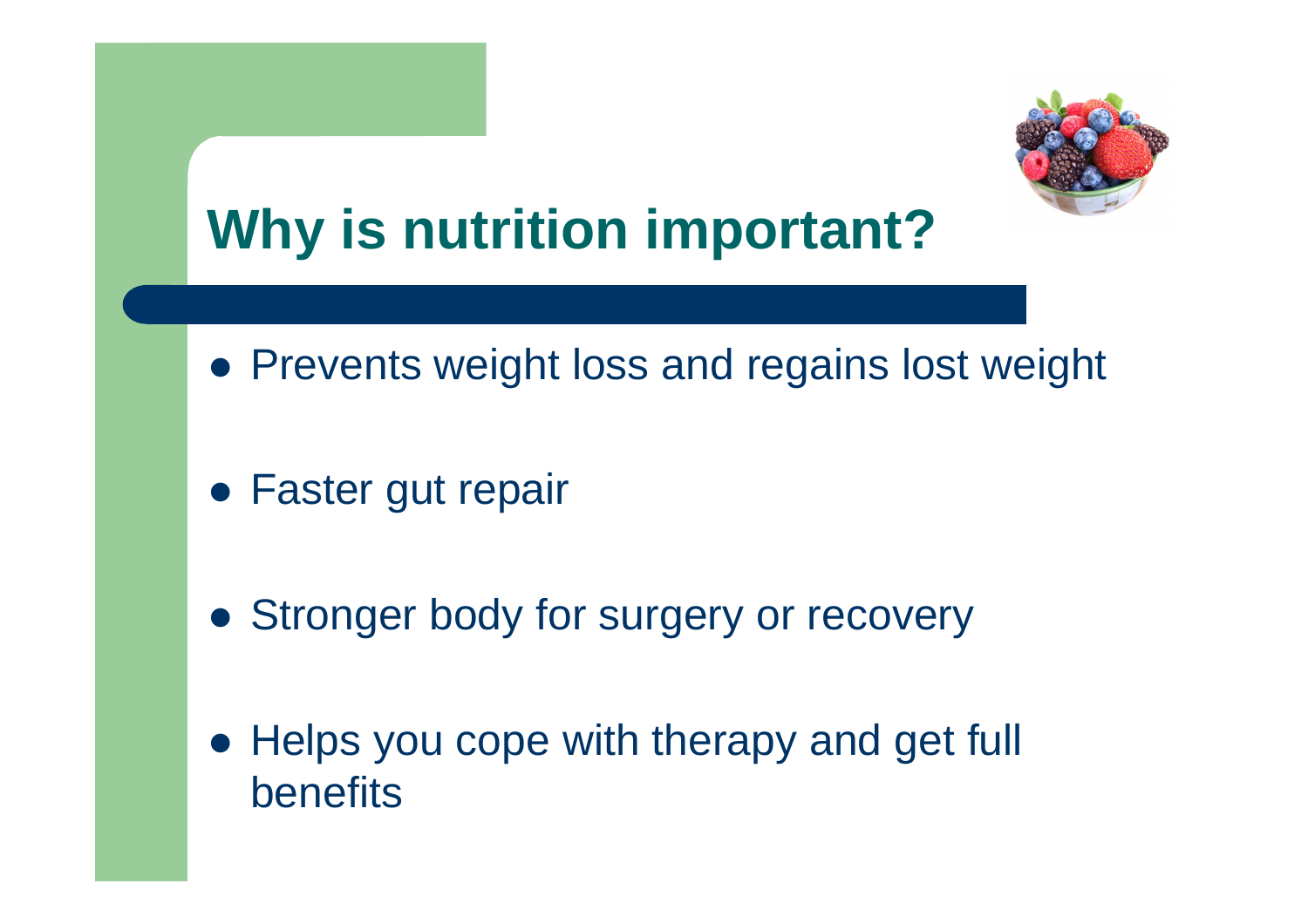# Why is nutrition important?

- Prevents weight loss and regains lost weight
- Faster gut repair
- Stronger body for surgery or recovery
- Helps you cope with therapy and get full benefits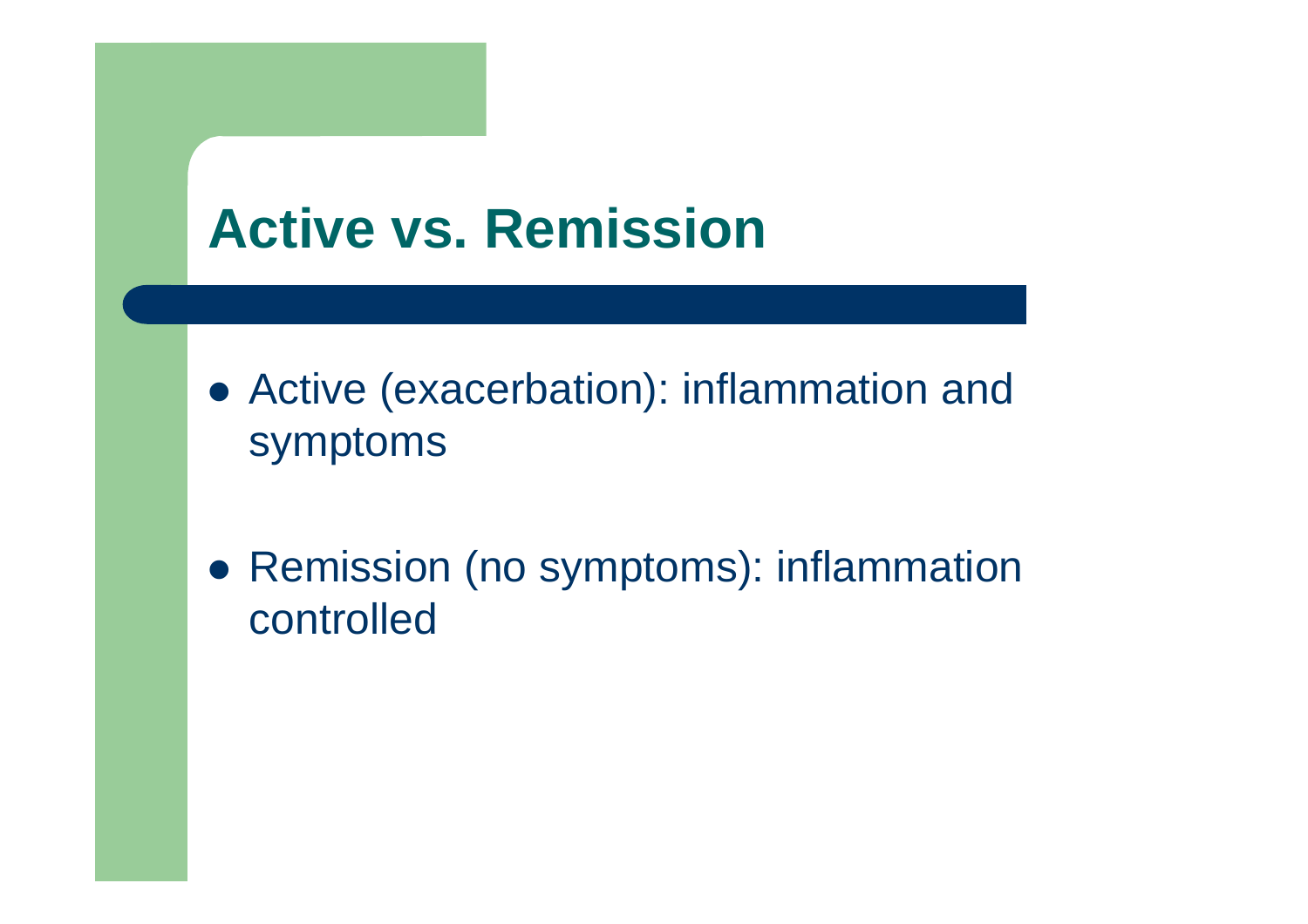# Active vs. Remission

- Active (exacerbation): inflammation and symptoms

- Remission (no symptoms): inflammation controlled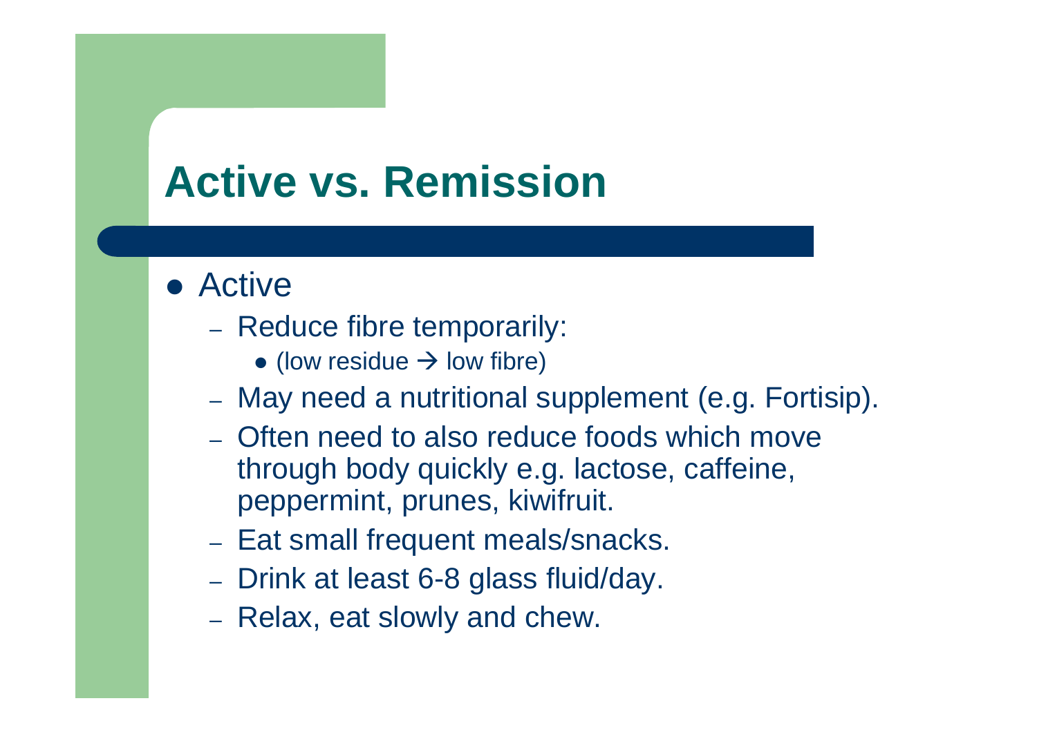# Active vs. Remission

- Active
  - Reduce fibre temporarily:
    - (low residue → low fibre)
  - May need a nutritional supplement (e.g. Fortisip).
  - Often need to also reduce foods which move through body quickly e.g. lactose, caffeine, peppermint, prunes, kiwifruit.
  - Eat small frequent meals/snacks.
  - Drink at least 6-8 glass fluid/day.
  - Relax, eat slowly and chew.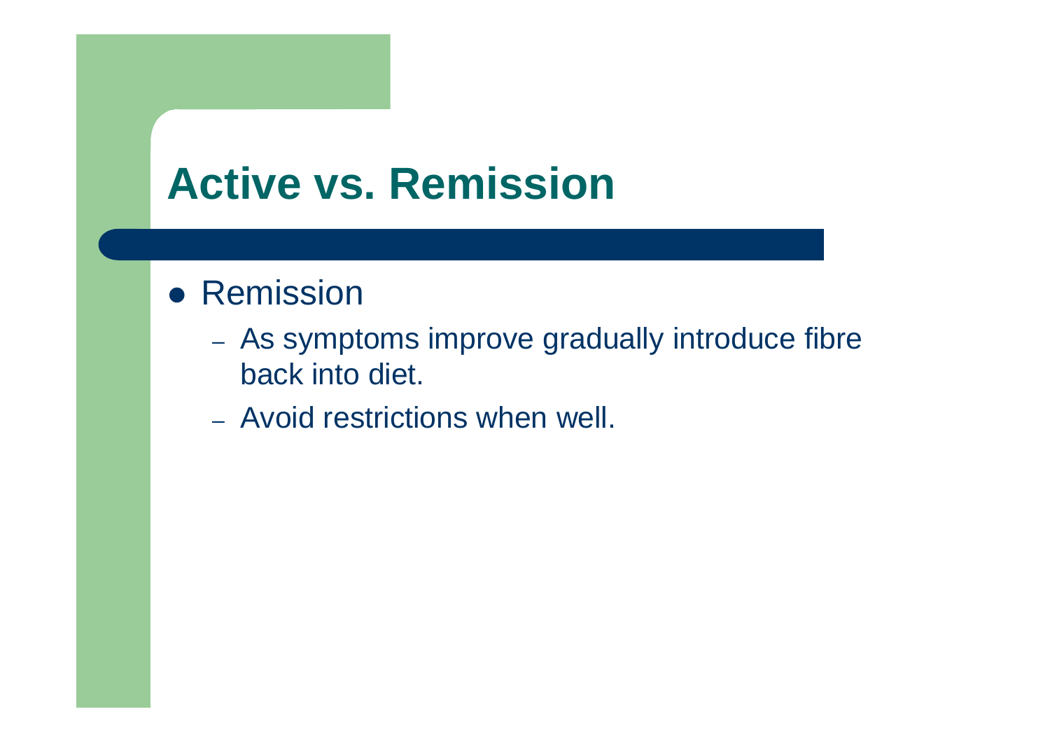# Active vs. Remission

- Remission
  - As symptoms improve gradually introduce fibre back into diet.
  - Avoid restrictions when well.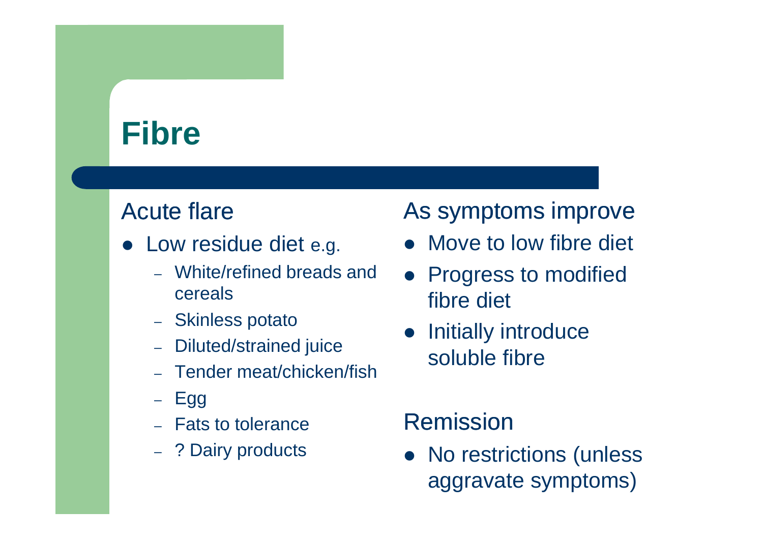# Fibre

## Acute flare

- Low residue diet e.g.
  - White/refined breads and cereals
  - Skinless potato
  - Diluted/strained juice
  - Tender meat/chicken/fish
  - Egg
  - Fats to tolerance
  - ? Dairy products

## As symptoms improve

- Move to low fibre diet
- Progress to modified fibre diet
- Initially introduce soluble fibre

## Remission

- No restrictions (unless aggravate symptoms)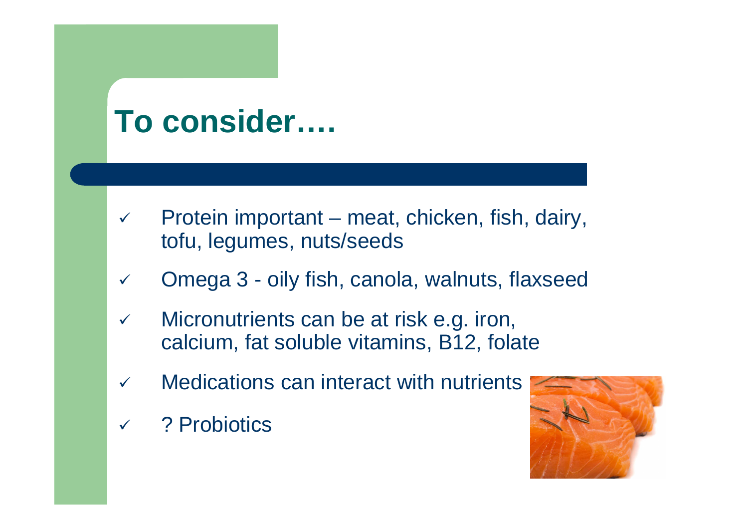# To consider….

- ✓ Protein important – meat, chicken, fish, dairy, tofu, legumes, nuts/seeds
- ✓ Omega 3 - oily fish, canola, walnuts, flaxseed
- ✓ Micronutrients can be at risk e.g. iron, calcium, fat soluble vitamins, B12, folate
- ✓ Medications can interact with nutrients
- ✓ ? Probiotics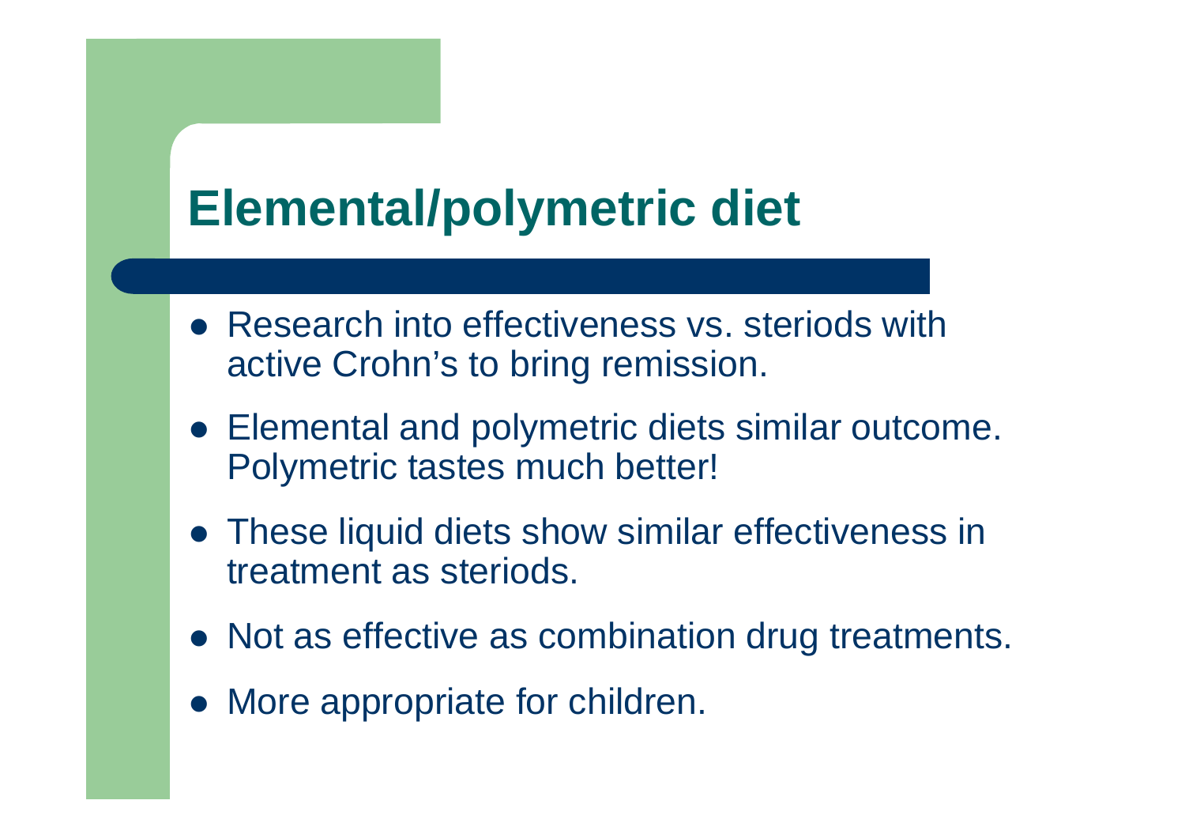# Elemental/polymetric diet

- Research into effectiveness vs. steriods with active Crohn's to bring remission.
- Elemental and polymetric diets similar outcome. Polymetric tastes much better!
- These liquid diets show similar effectiveness in treatment as steriods.
- Not as effective as combination drug treatments.
- More appropriate for children.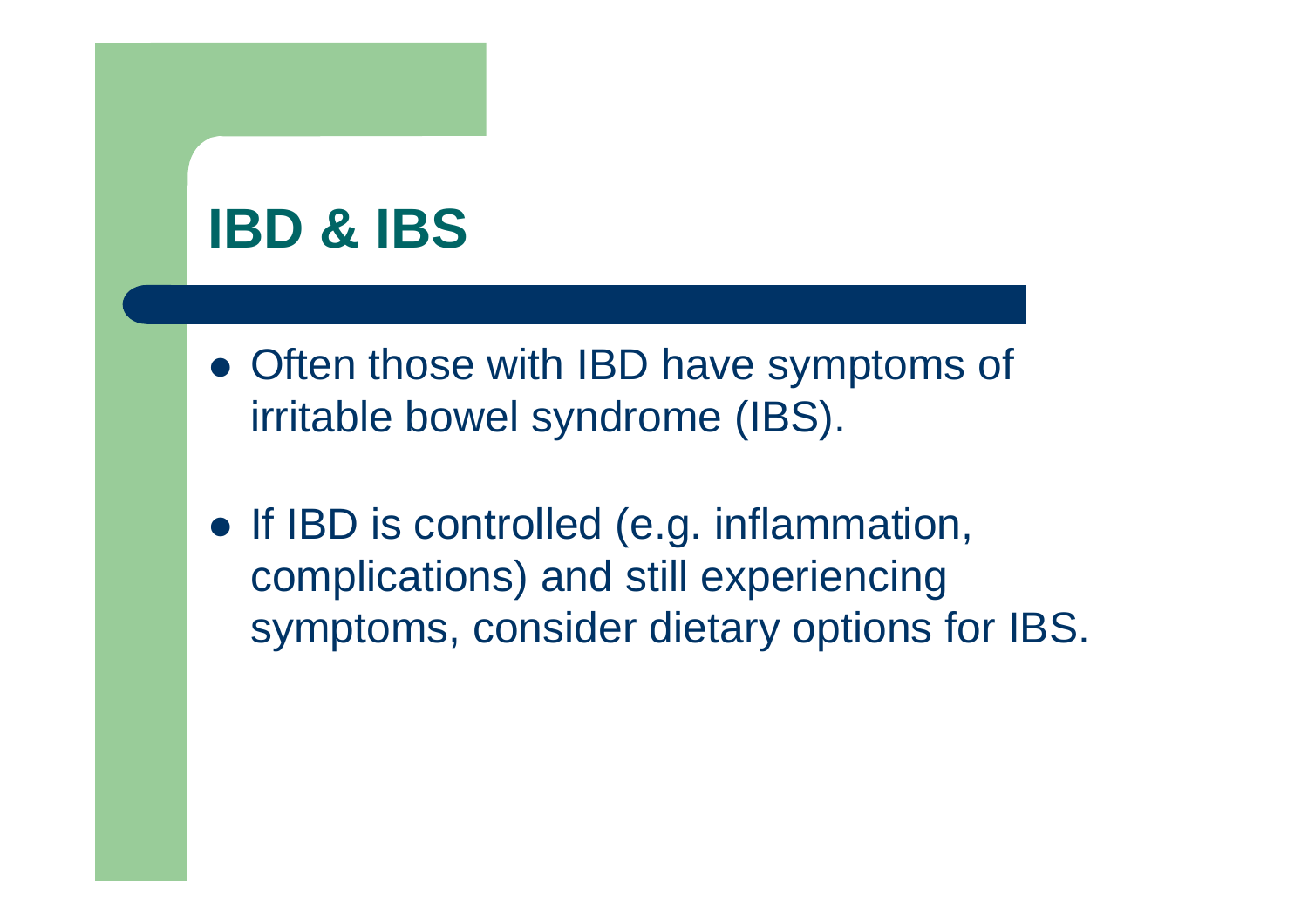# IBD & IBS

- Often those with IBD have symptoms of irritable bowel syndrome (IBS).

- If IBD is controlled (e.g. inflammation, complications) and still experiencing symptoms, consider dietary options for IBS.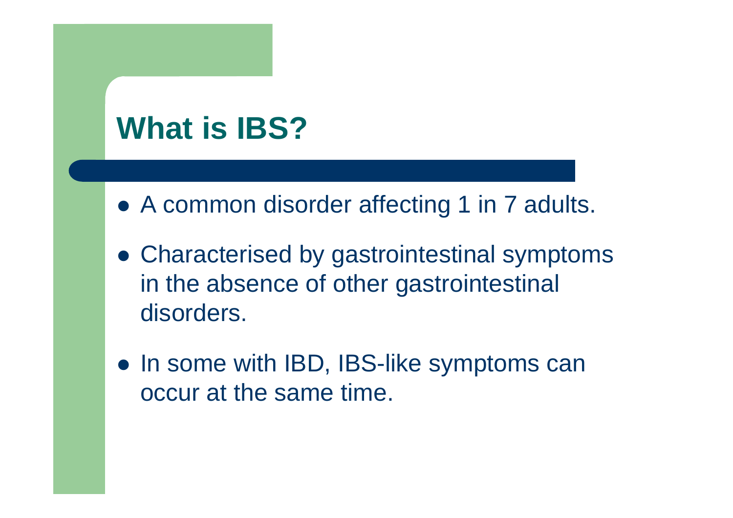# What is IBS?

- A common disorder affecting 1 in 7 adults.
- Characterised by gastrointestinal symptoms in the absence of other gastrointestinal disorders.
- In some with IBD, IBS-like symptoms can occur at the same time.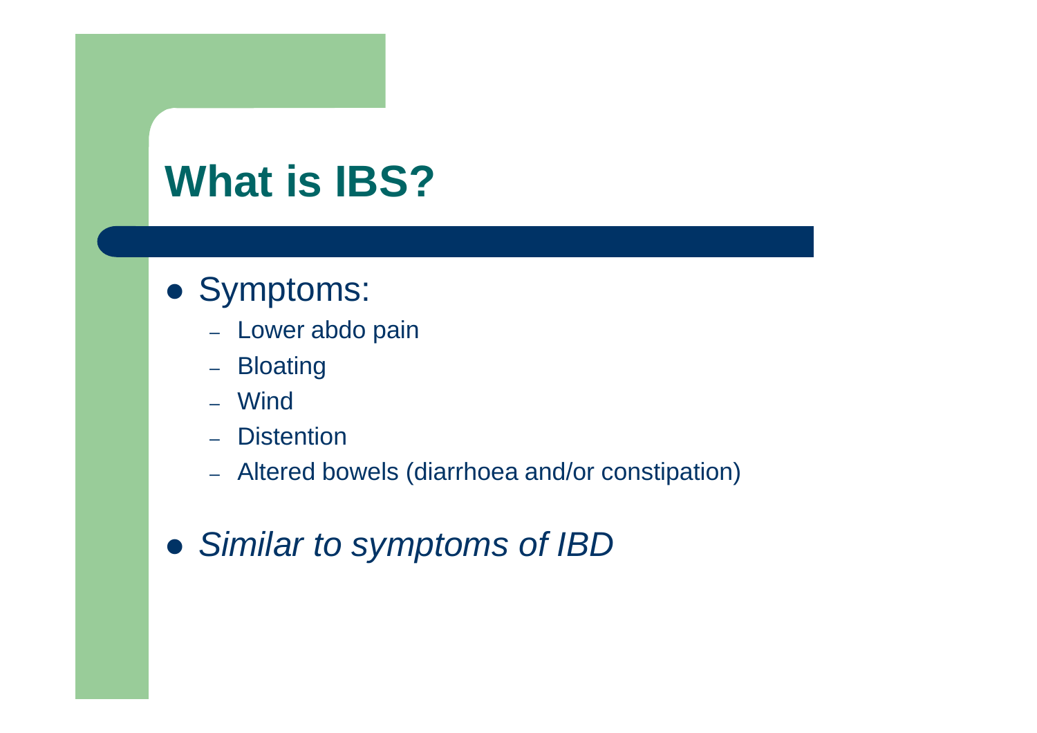# What is IBS?

- Symptoms:
  - Lower abdo pain
  - Bloating
  - Wind
  - Distention
  - Altered bowels (diarrhoea and/or constipation)

- *Similar to symptoms of IBD*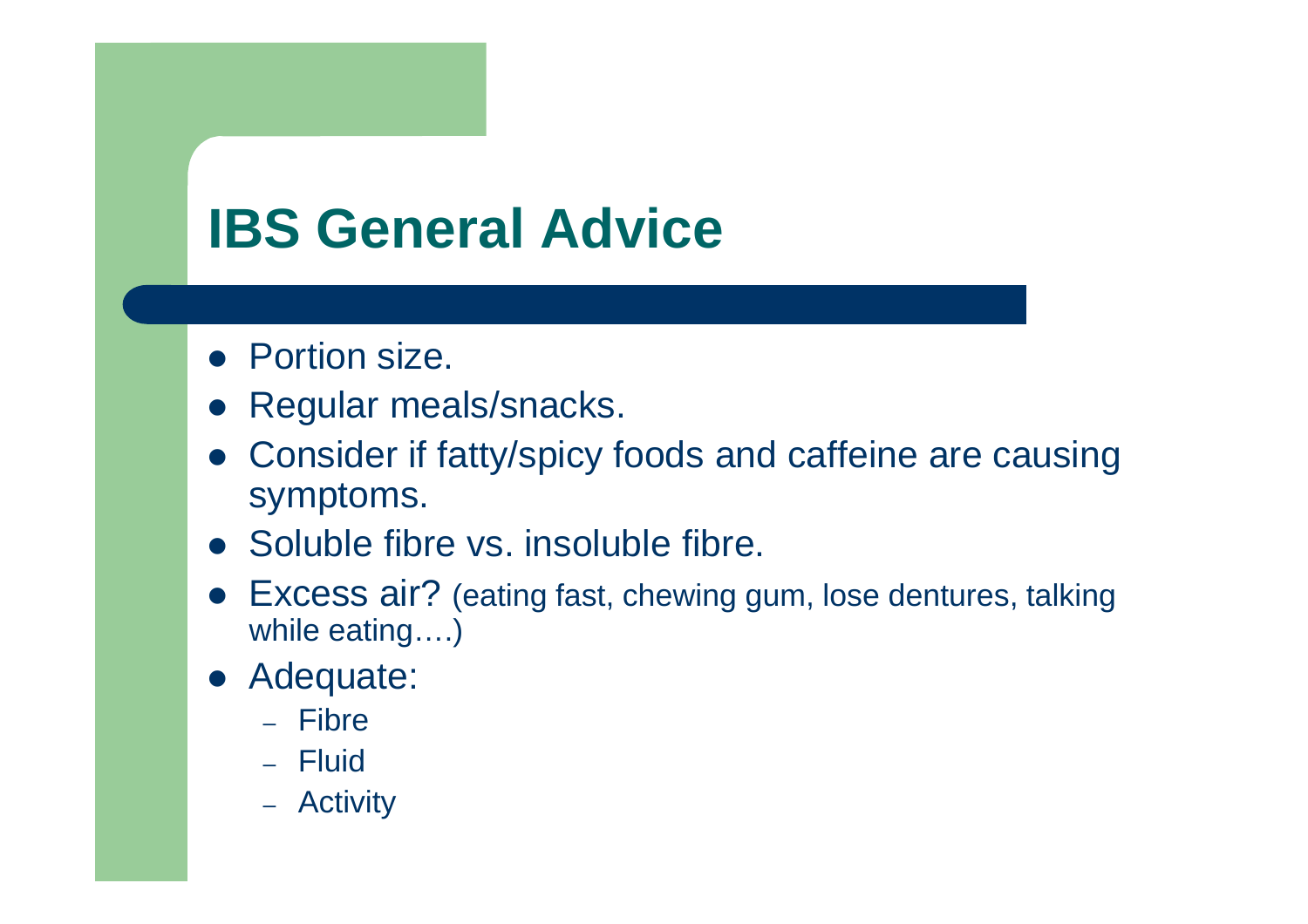# IBS General Advice

- Portion size.
- Regular meals/snacks.
- Consider if fatty/spicy foods and caffeine are causing symptoms.
- Soluble fibre vs. insoluble fibre.
- Excess air? (eating fast, chewing gum, lose dentures, talking while eating….)
- Adequate:
  - Fibre
  - Fluid
  - Activity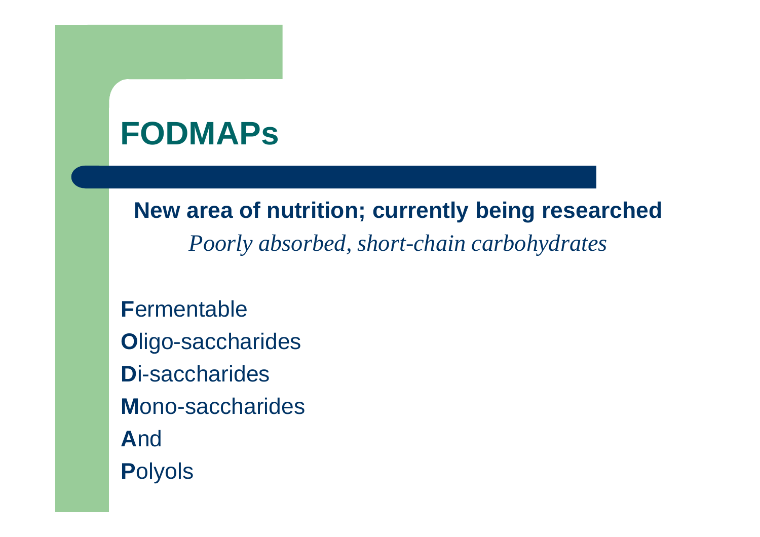# FODMAPs

**New area of nutrition; currently being researched**

*Poorly absorbed, short-chain carbohydrates*

**F**ermentable
**O**ligo-saccharides
**D**i-saccharides
**M**ono-saccharides
**A**nd
**P**olyols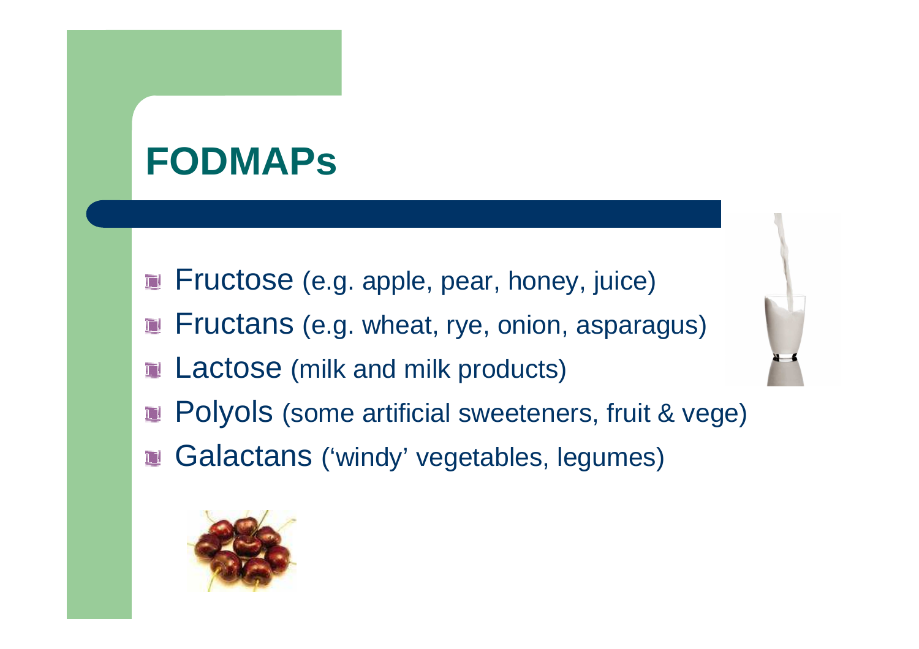# FODMAPs

- Fructose (e.g. apple, pear, honey, juice)
- Fructans (e.g. wheat, rye, onion, asparagus)
- Lactose (milk and milk products)
- Polyols (some artificial sweeteners, fruit & vege)
- Galactans ('windy' vegetables, legumes)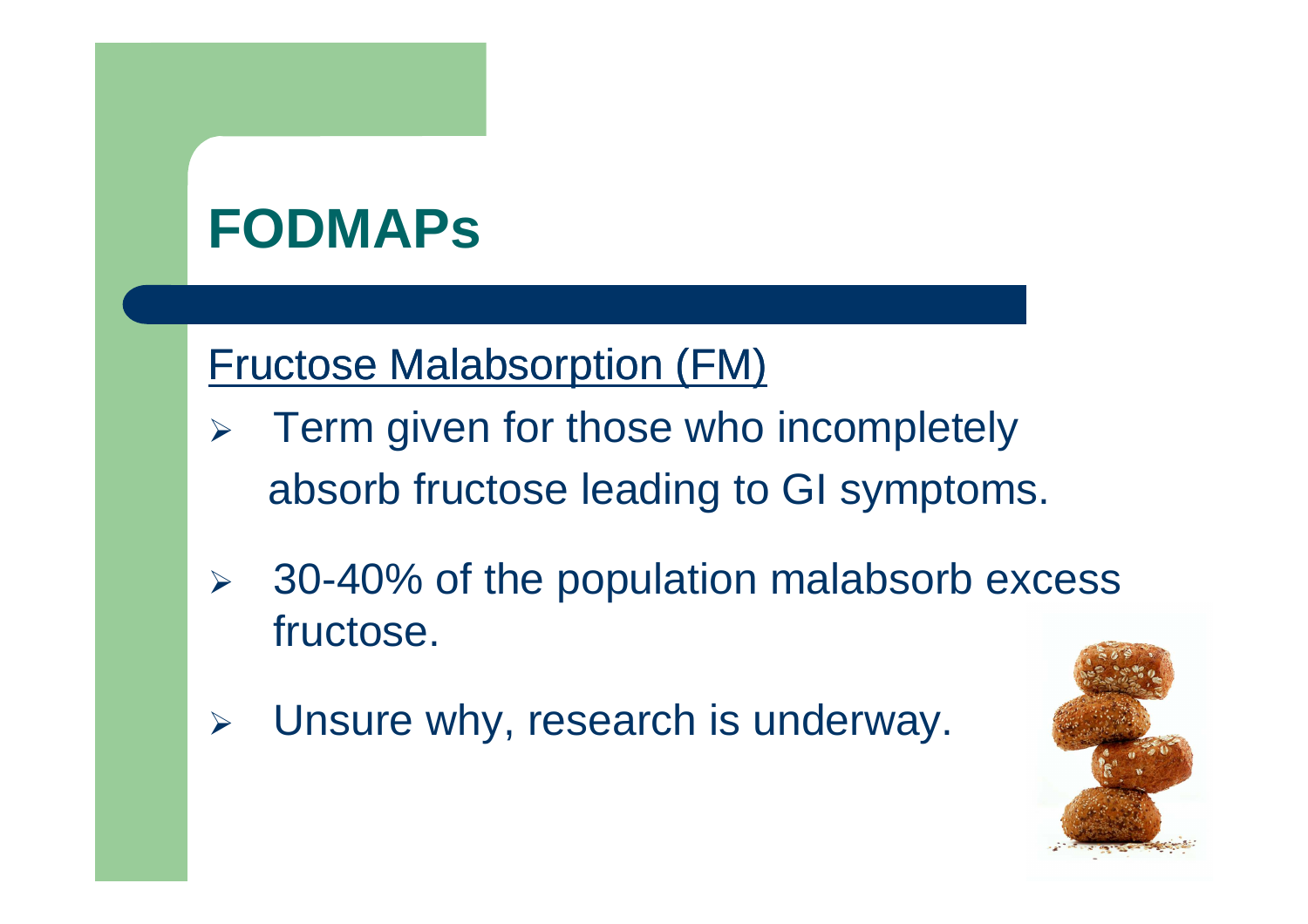# FODMAPs

Fructose Malabsorption (FM)

- Term given for those who incompletely absorb fructose leading to GI symptoms.
- 30-40% of the population malabsorb excess fructose.
- Unsure why, research is underway.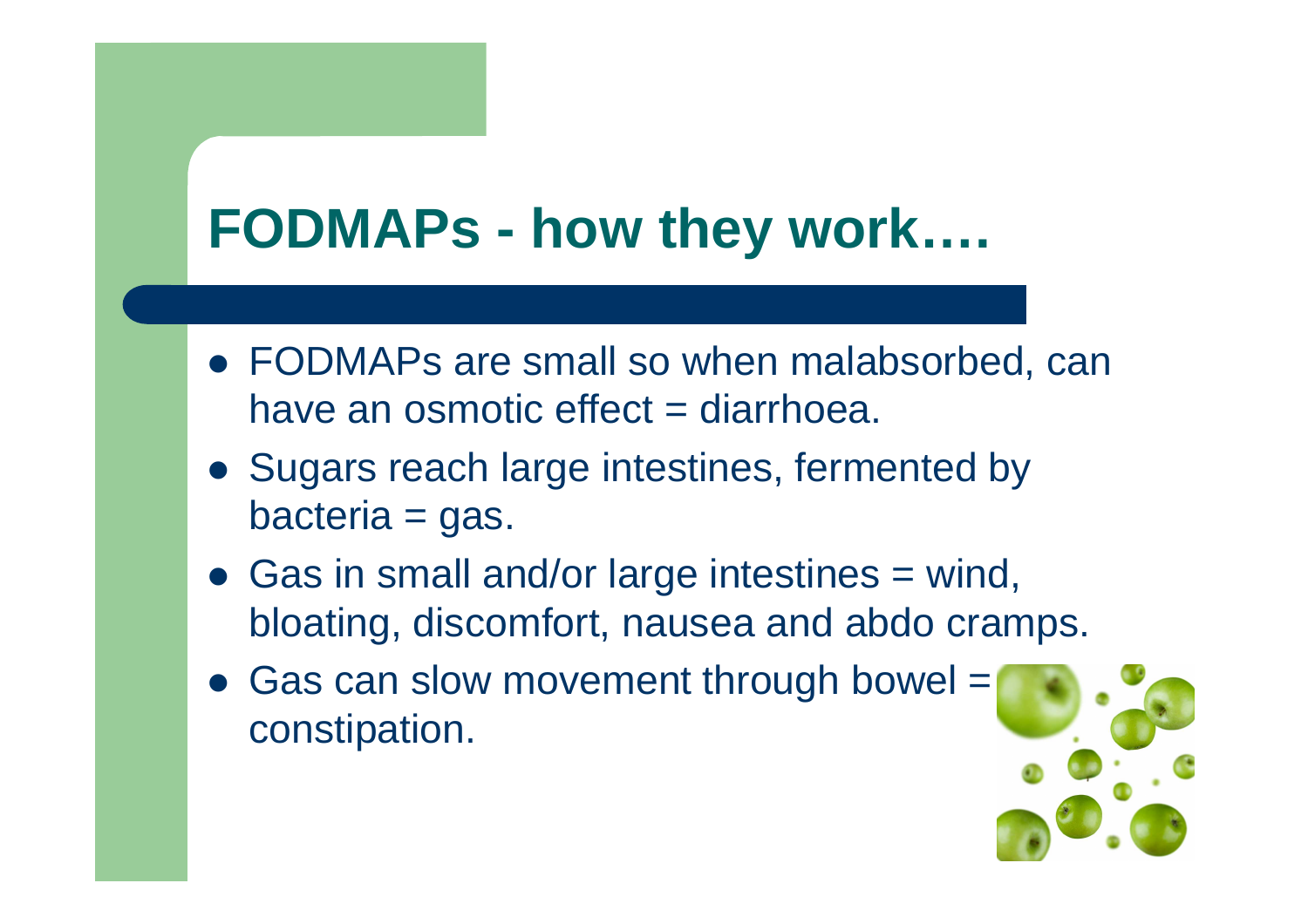# FODMAPs - how they work….

- FODMAPs are small so when malabsorbed, can have an osmotic effect = diarrhoea.
- Sugars reach large intestines, fermented by bacteria = gas.
- Gas in small and/or large intestines = wind, bloating, discomfort, nausea and abdo cramps.
- Gas can slow movement through bowel = constipation.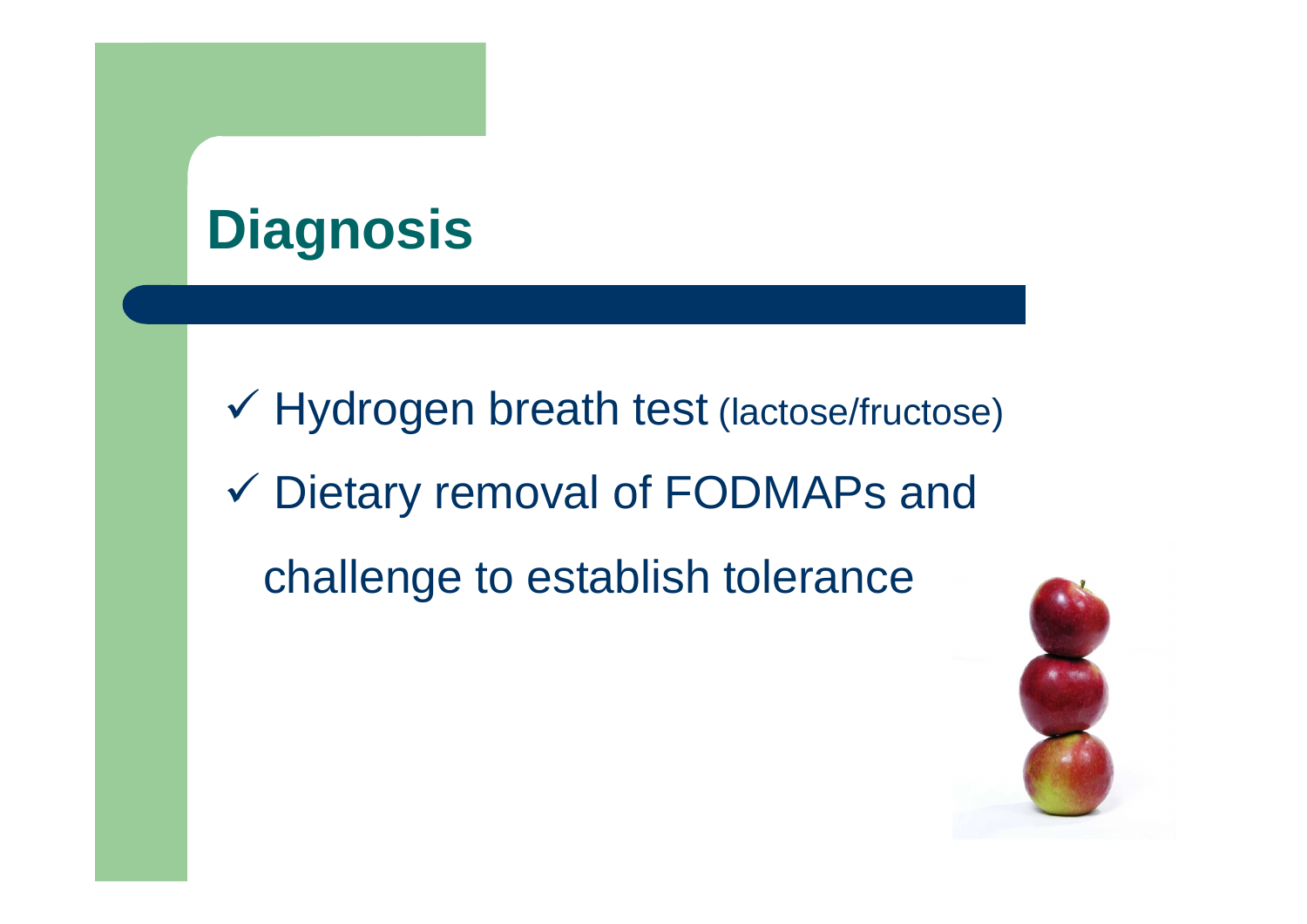# Diagnosis

- ✓ Hydrogen breath test (lactose/fructose)
- ✓ Dietary removal of FODMAPs and challenge to establish tolerance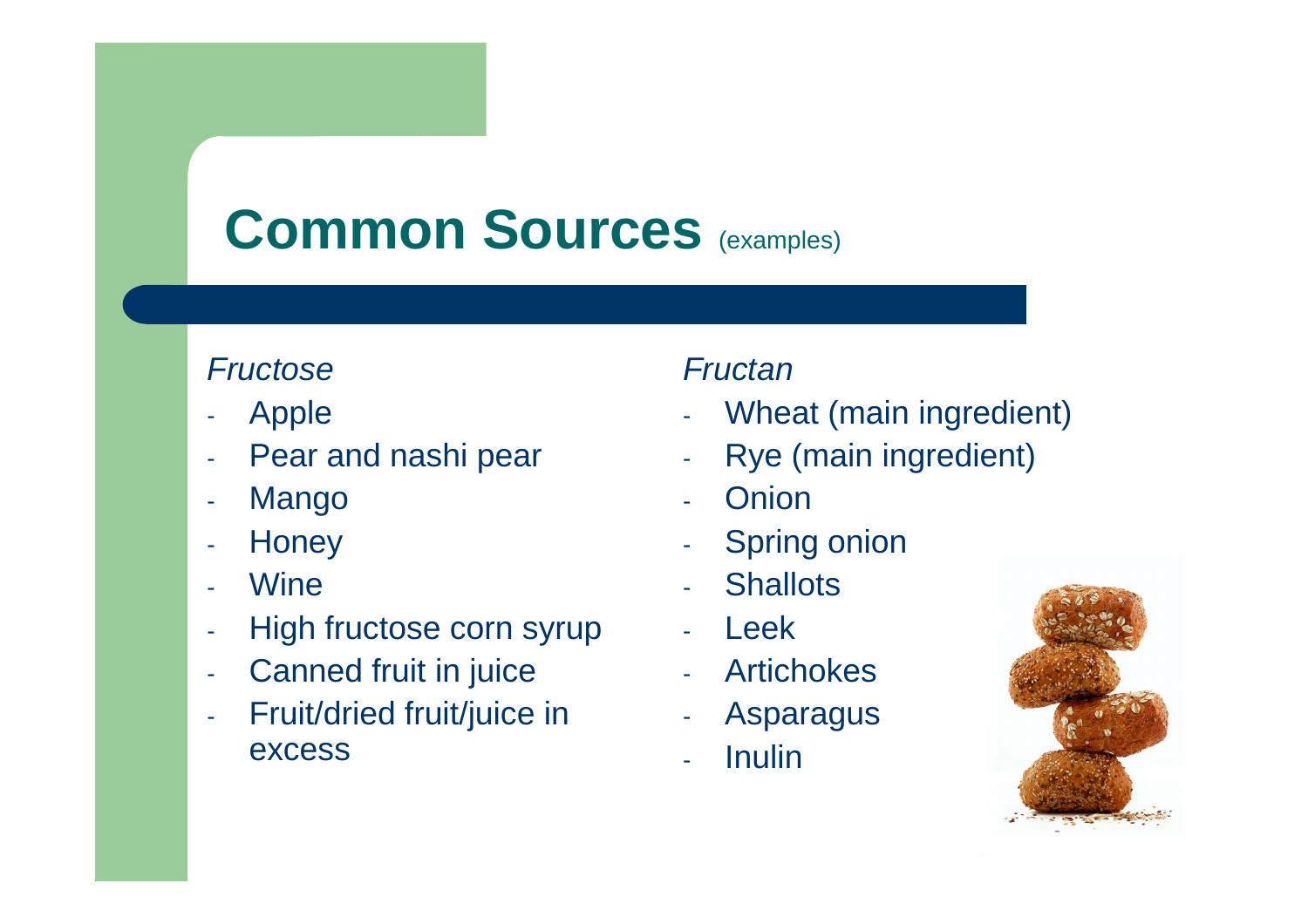# Common Sources (examples)

*Fructose*

- Apple
- Pear and nashi pear
- Mango
- Honey
- Wine
- High fructose corn syrup
- Canned fruit in juice
- Fruit/dried fruit/juice in excess

*Fructan*

- Wheat (main ingredient)
- Rye (main ingredient)
- Onion
- Spring onion
- Shallots
- Leek
- Artichokes
- Asparagus
- Inulin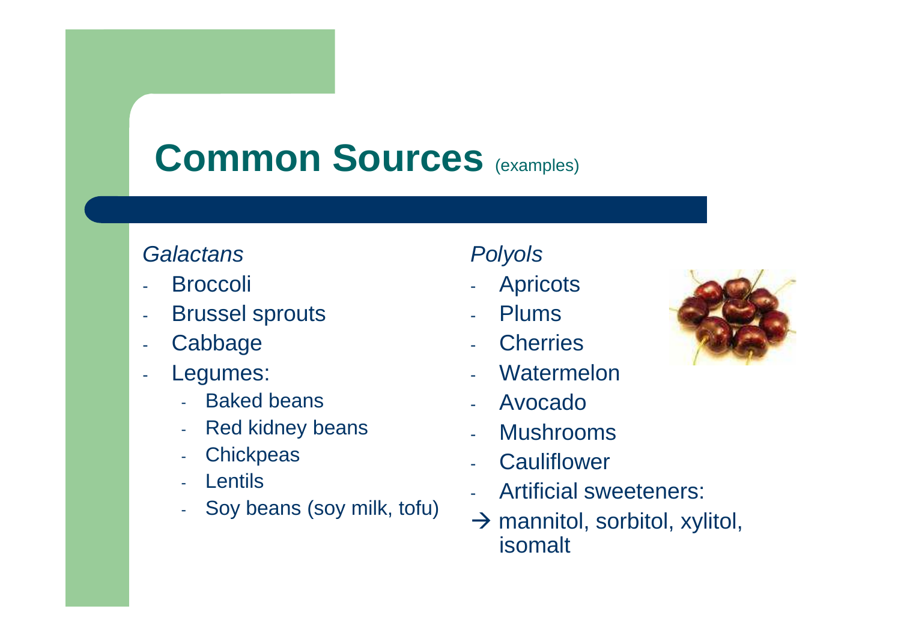# Common Sources (examples)

*Galactans*

- Broccoli
- Brussel sprouts
- Cabbage
- Legumes:
  - Baked beans
  - Red kidney beans
  - Chickpeas
  - Lentils
  - Soy beans (soy milk, tofu)

*Polyols*

- Apricots
- Plums
- Cherries
- Watermelon
- Avocado
- Mushrooms
- Cauliflower
- Artificial sweeteners:

→ mannitol, sorbitol, xylitol, isomalt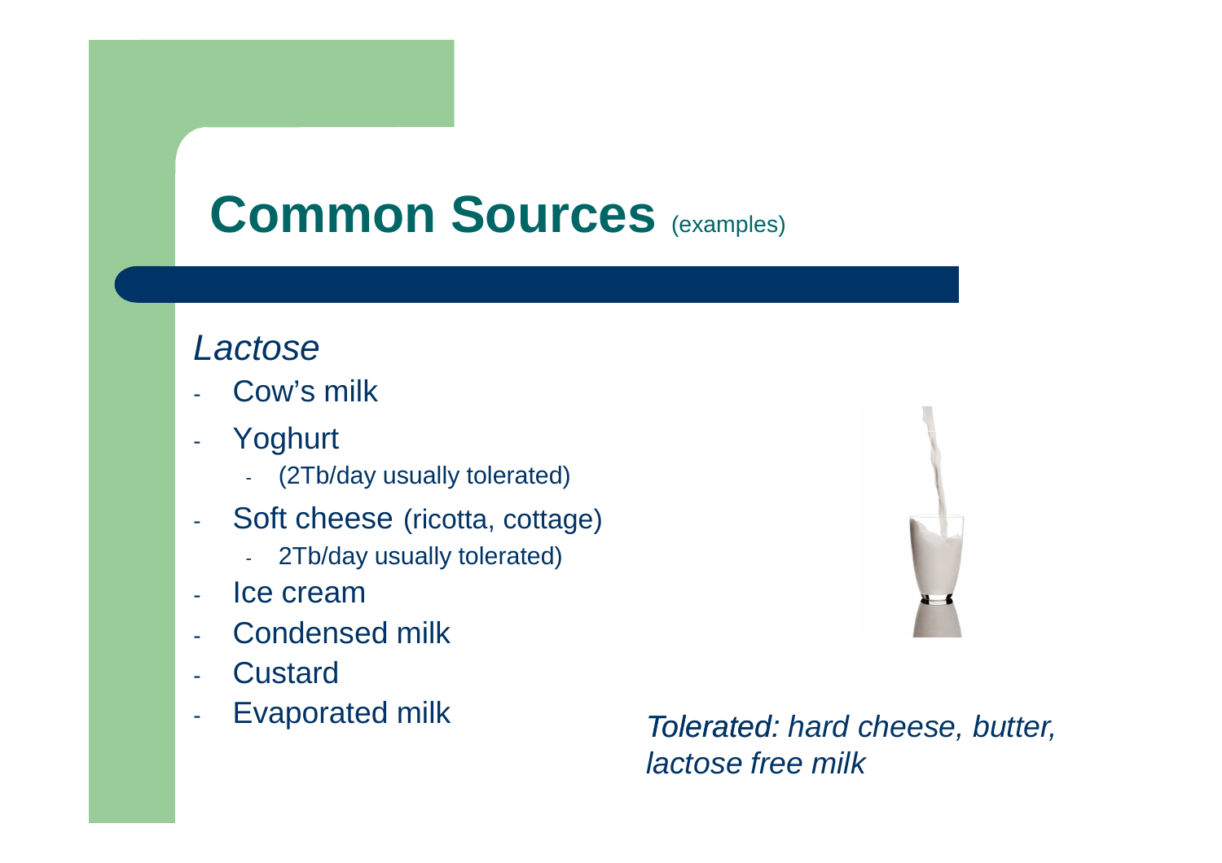# Common Sources (examples)

*Lactose*

- Cow's milk
- Yoghurt
  - (2Tb/day usually tolerated)
- Soft cheese (ricotta, cottage)
  - 2Tb/day usually tolerated)
- Ice cream
- Condensed milk
- Custard
- Evaporated milk

*Tolerated: hard cheese, butter, lactose free milk*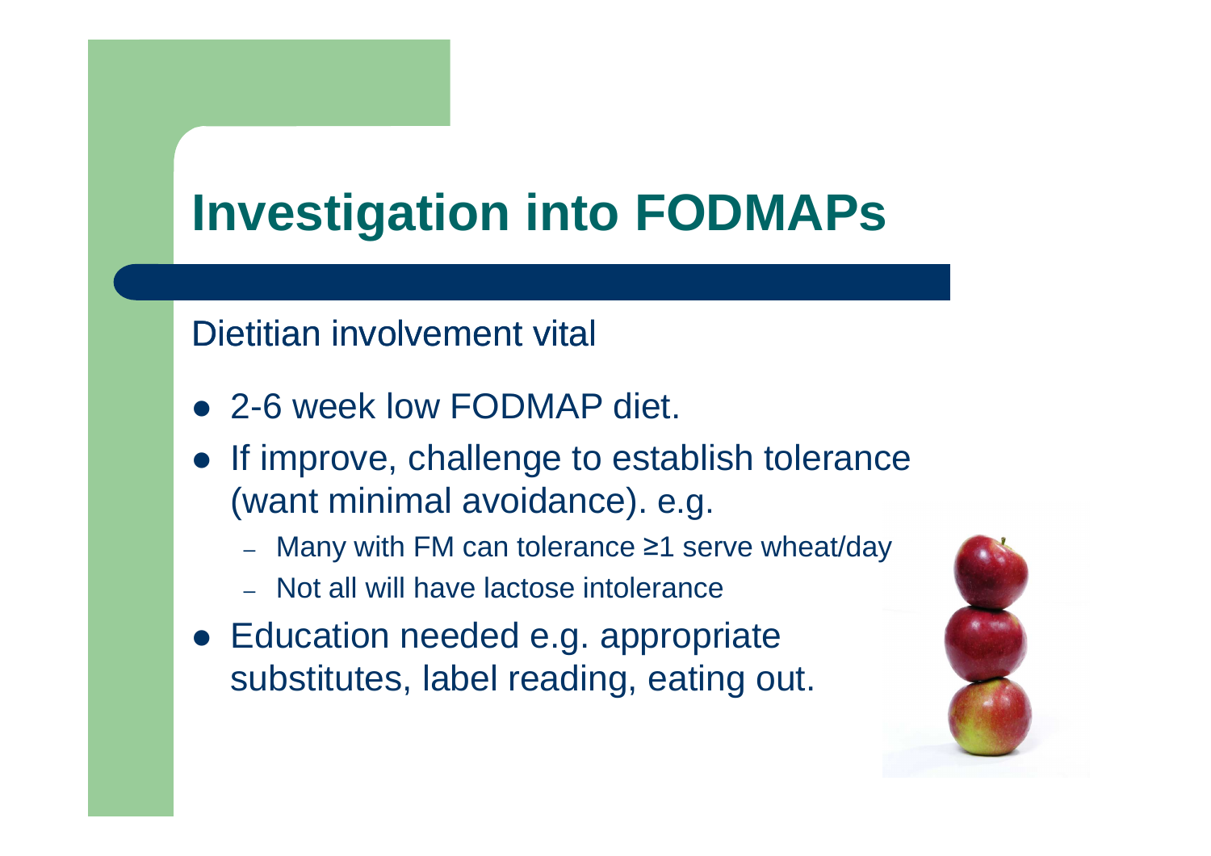# Investigation into FODMAPs

Dietitian involvement vital

- 2-6 week low FODMAP diet.
- If improve, challenge to establish tolerance (want minimal avoidance). e.g.
  - Many with FM can tolerance ≥1 serve wheat/day
  - Not all will have lactose intolerance
- Education needed e.g. appropriate substitutes, label reading, eating out.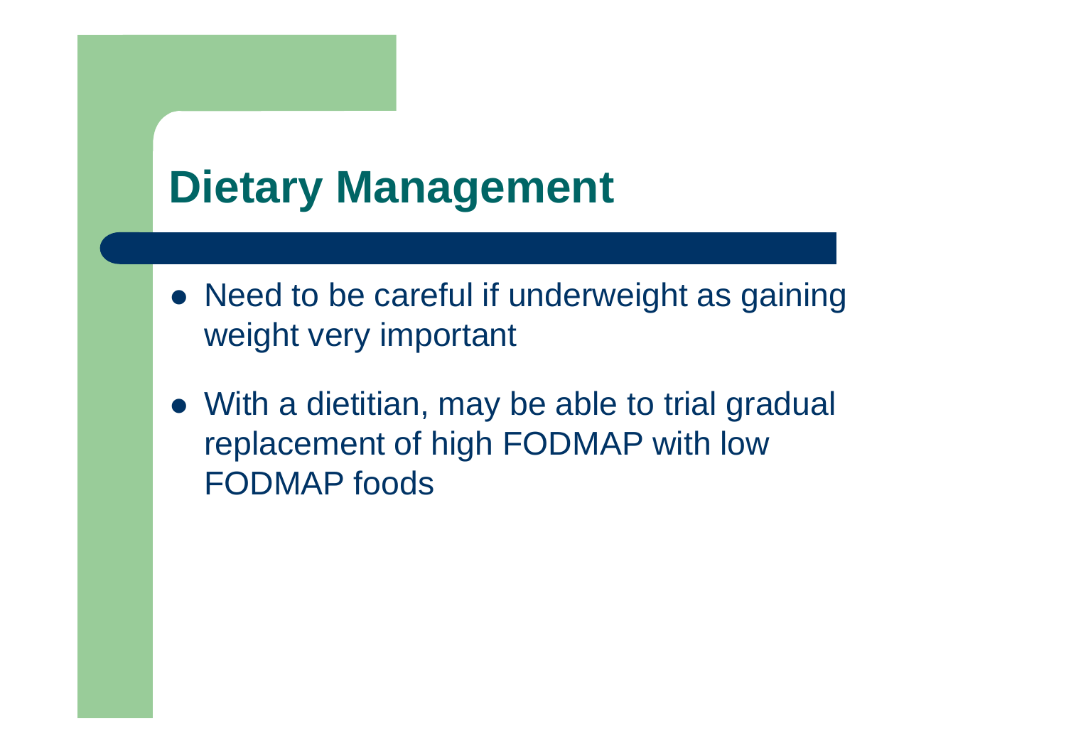# Dietary Management

- Need to be careful if underweight as gaining weight very important
- With a dietitian, may be able to trial gradual replacement of high FODMAP with low FODMAP foods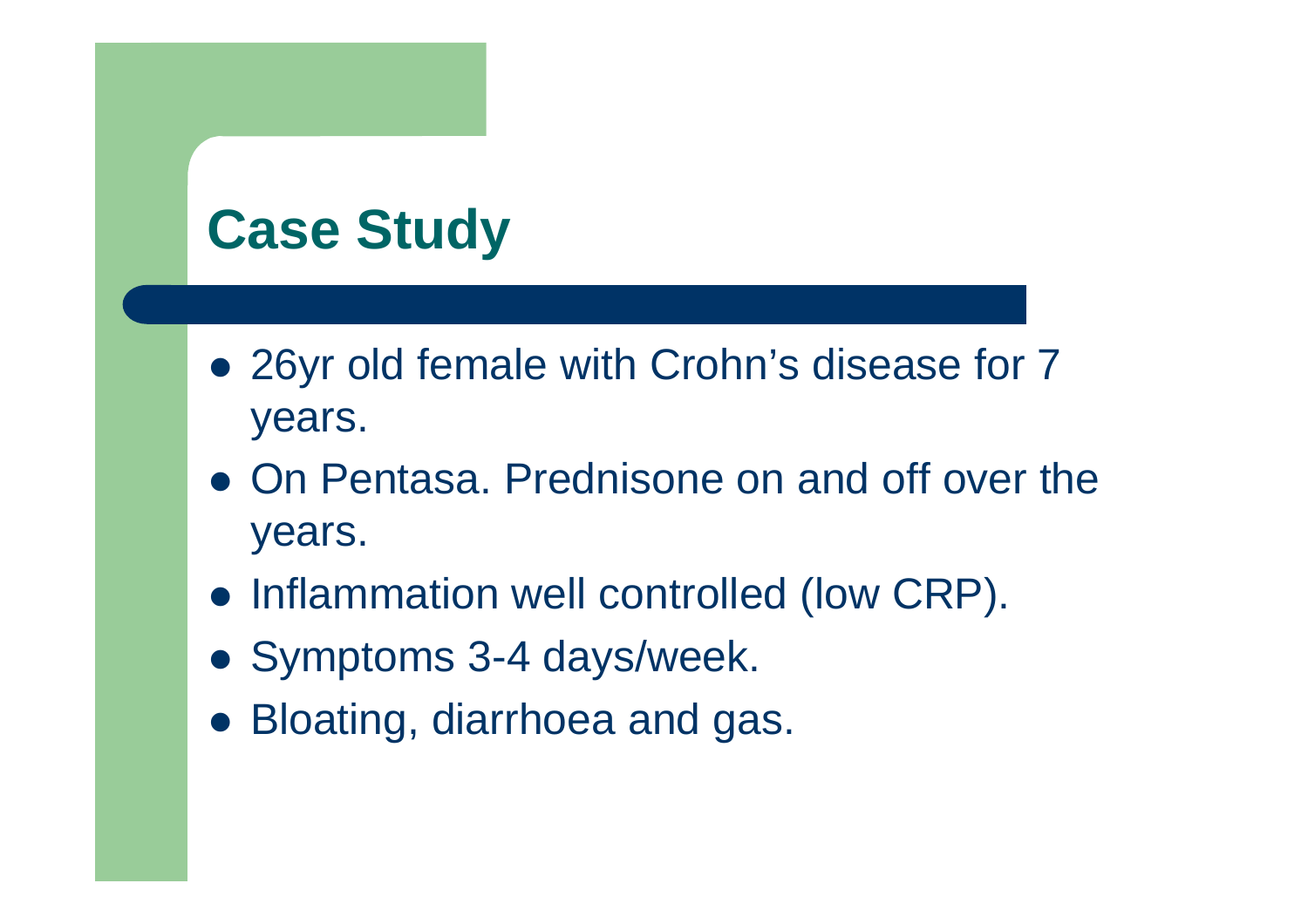# Case Study

- 26yr old female with Crohn's disease for 7 years.
- On Pentasa. Prednisone on and off over the years.
- Inflammation well controlled (low CRP).
- Symptoms 3-4 days/week.
- Bloating, diarrhoea and gas.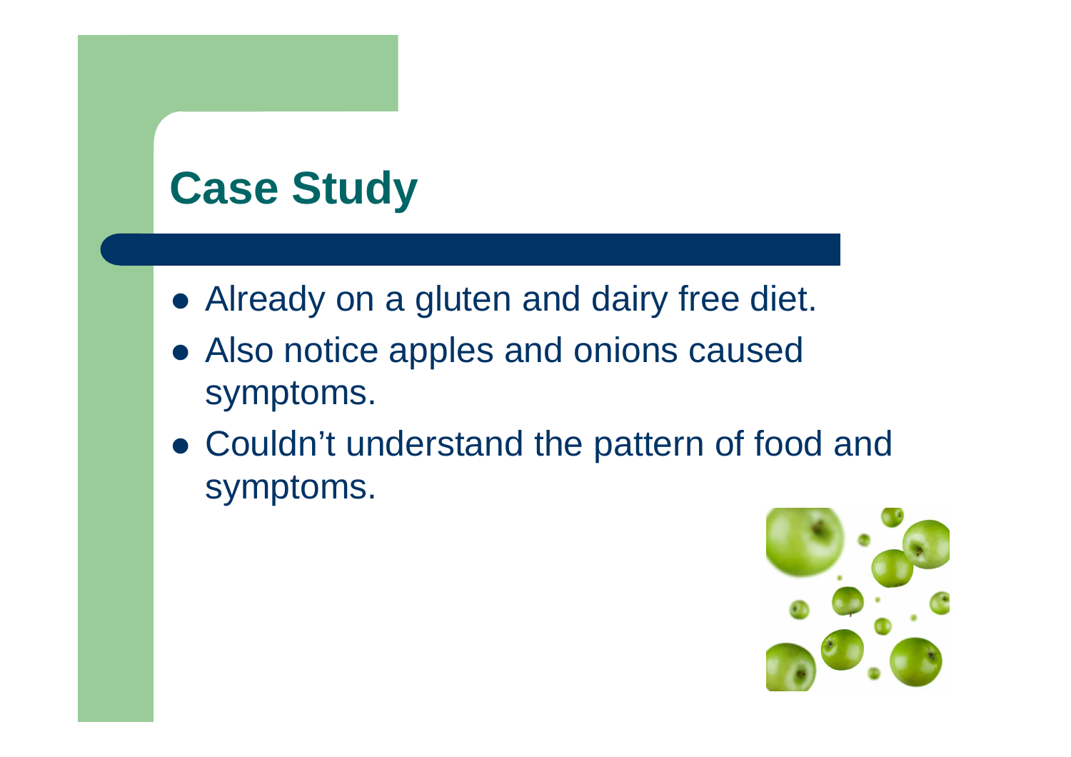# Case Study

- Already on a gluten and dairy free diet.
- Also notice apples and onions caused symptoms.
- Couldn't understand the pattern of food and symptoms.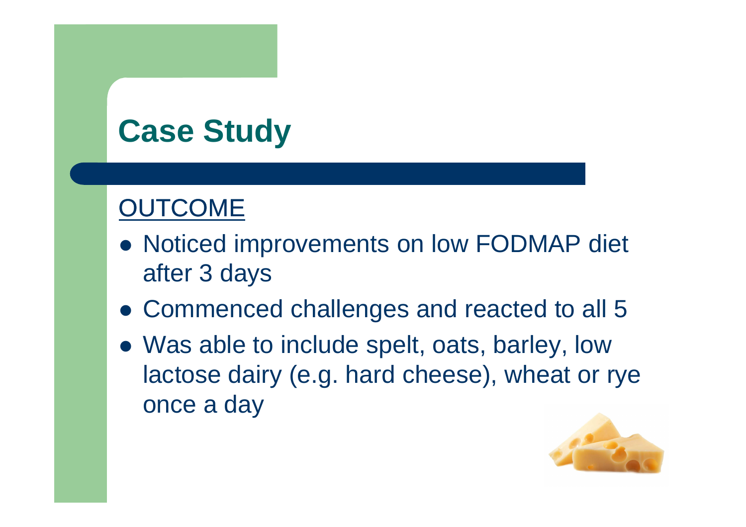# Case Study

OUTCOME

- Noticed improvements on low FODMAP diet after 3 days
- Commenced challenges and reacted to all 5
- Was able to include spelt, oats, barley, low lactose dairy (e.g. hard cheese), wheat or rye once a day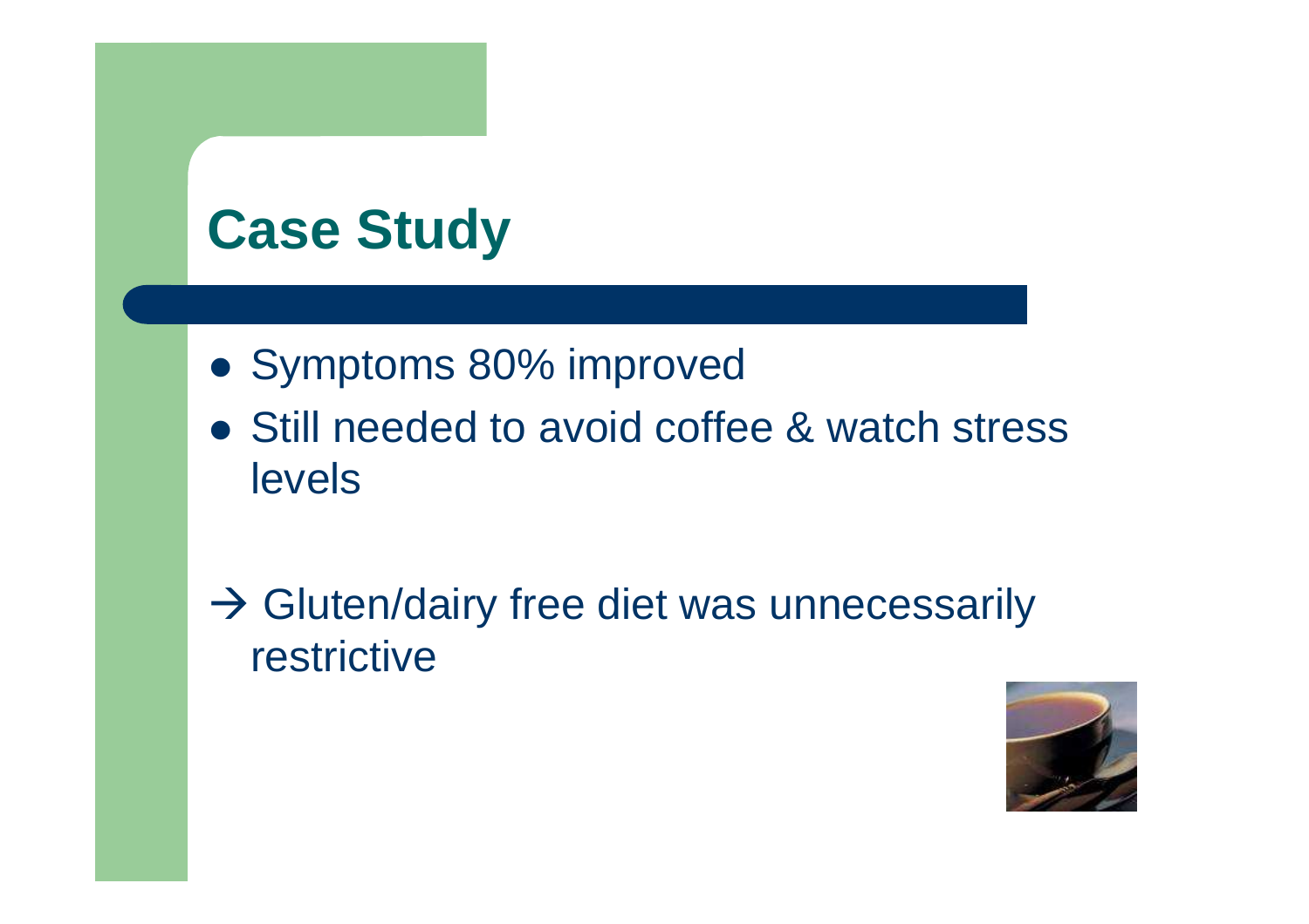# Case Study

- Symptoms 80% improved
- Still needed to avoid coffee & watch stress levels

→ Gluten/dairy free diet was unnecessarily restrictive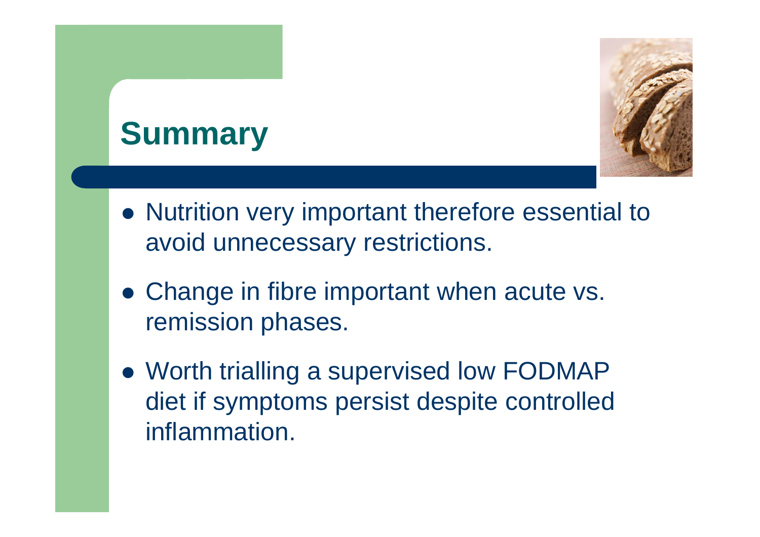# Summary

- Nutrition very important therefore essential to avoid unnecessary restrictions.
- Change in fibre important when acute vs. remission phases.
- Worth trialling a supervised low FODMAP diet if symptoms persist despite controlled inflammation.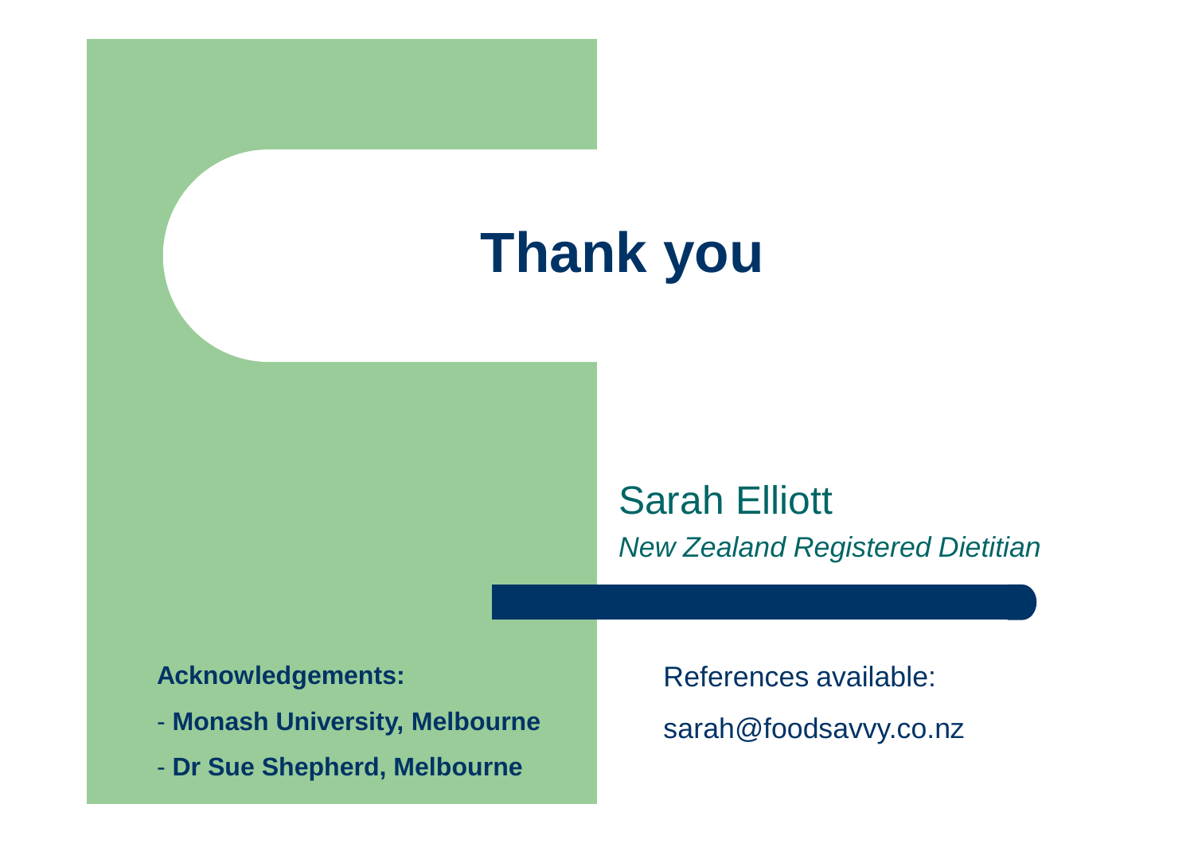# Thank you

Sarah Elliott

*New Zealand Registered Dietitian*

**Acknowledgements:**

- **Monash University, Melbourne**
- **Dr Sue Shepherd, Melbourne**

References available:

sarah@foodsavvy.co.nz